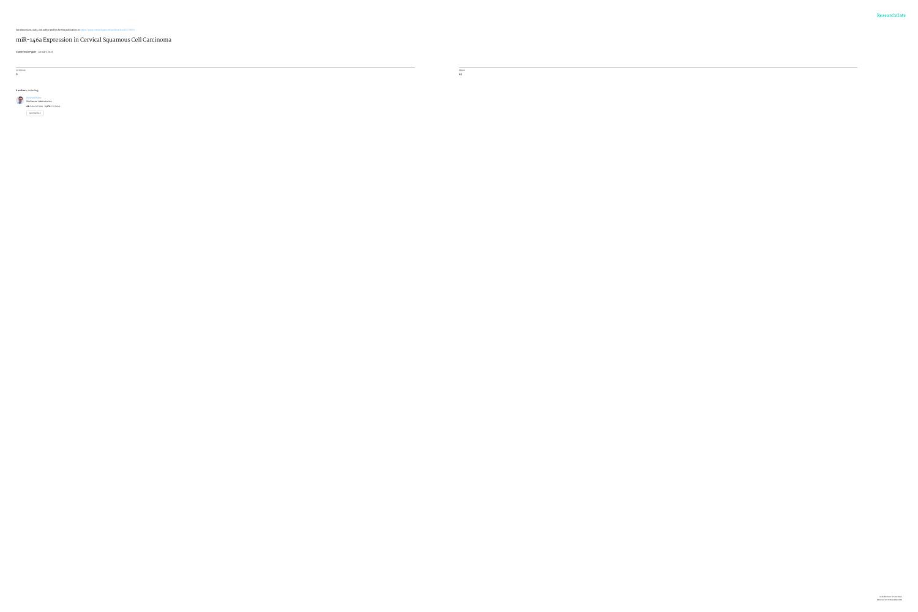See discussions, stats, and author profiles for this publication at: https://www.researchgate.net/publication/271178871

# miR-146a Expression in Cervical Squamous Cell Carcinoma

**Conference Paper** · January 2013

CITATIONS
0

READS
62

**6 authors**, including:

Rabeah Bukar
BioGenex Laboratories
**48** PUBLICATIONS · **2,676** CITATIONS

SEE PROFILE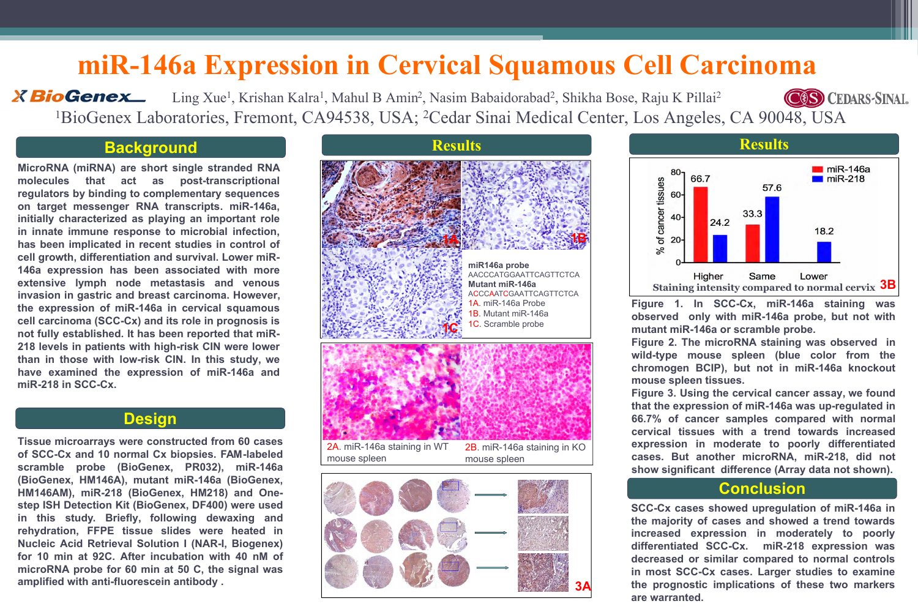# miR-146a Expression in Cervical Squamous Cell Carcinoma

BioGenex

Ling Xue[1], Krishan Kalra[1], Mahul B Amin[2], Nasim Babaidorabad[2], Shikha Bose, Raju K Pillai[2]

Cedars-Sinai

[1]BioGenex Laboratories, Fremont, CA94538, USA; [2]Cedar Sinai Medical Center, Los Angeles, CA 90048, USA

## Background

MicroRNA (miRNA) are short single stranded RNA molecules that act as post-transcriptional regulators by binding to complementary sequences on target messenger RNA transcripts. miR-146a, initially characterized as playing an important role in innate immune response to microbial infection, has been implicated in recent studies in control of cell growth, differentiation and survival. Lower miR-146a expression has been associated with more extensive lymph node metastasis and venous invasion in gastric and breast carcinoma. However, the expression of miR-146a in cervical squamous cell carcinoma (SCC-Cx) and its role in prognosis is not fully established. It has been reported that miR-218 levels in patients with high-risk CIN were lower than in those with low-risk CIN. In this study, we have examined the expression of miR-146a and miR-218 in SCC-Cx.

## Design

Tissue microarrays were constructed from 60 cases of SCC-Cx and 10 normal Cx biopsies. FAM-labeled scramble probe (BioGenex, PR032), miR-146a (BioGenex, HM146A), mutant miR-146a (BioGenex, HM146AM), miR-218 (BioGenex, HM218) and One-step ISH Detection Kit (BioGenex, DF400) were used in this study. Briefly, following dewaxing and rehydration, FFPE tissue slides were heated in Nucleic Acid Retrieval Solution I (NAR-I, Biogenex) for 10 min at 92C. After incubation with 40 nM of microRNA probe for 60 min at 50 C, the signal was amplified with anti-fluorescein antibody .

## Results

1A 1B 1C

miR146a probe
AACCCATGGAATTCAGTTCTCA
Mutant miR-146a
ACCCAATCGAATTCAGTTCTCA
1A. miR-146a Probe
1B. Mutant miR-146a
1C. Scramble probe

2A. miR-146a staining in WT mouse spleen

2B. miR-146a staining in KO mouse spleen

3A

## Results

miR-146a
miR-218
% of cancer tissues
80
60
40
20
0
66.7
24.2
33.3
57.6
18.2
Higher
Same
Lower
Staining intensity compared to normal cervix
3B

**Figure 1.** In SCC-Cx, miR-146a staining was observed only with miR-146a probe, but not with mutant miR-146a or scramble probe.

**Figure 2.** The microRNA staining was observed in wild-type mouse spleen (blue color from the chromogen BCIP), but not in miR-146a knockout mouse spleen tissues.

**Figure 3.** Using the cervical cancer assay, we found that the expression of miR-146a was up-regulated in 66.7% of cancer samples compared with normal cervical tissues with a trend towards increased expression in moderate to poorly differentiated cases. But another microRNA, miR-218, did not show significant difference (Array data not shown).

## Conclusion

SCC-Cx cases showed upregulation of miR-146a in the majority of cases and showed a trend towards increased expression in moderately to poorly differentiated SCC-Cx. miR-218 expression was decreased or similar compared to normal controls in most SCC-Cx cases. Larger studies to examine the prognostic implications of these two markers are warranted.